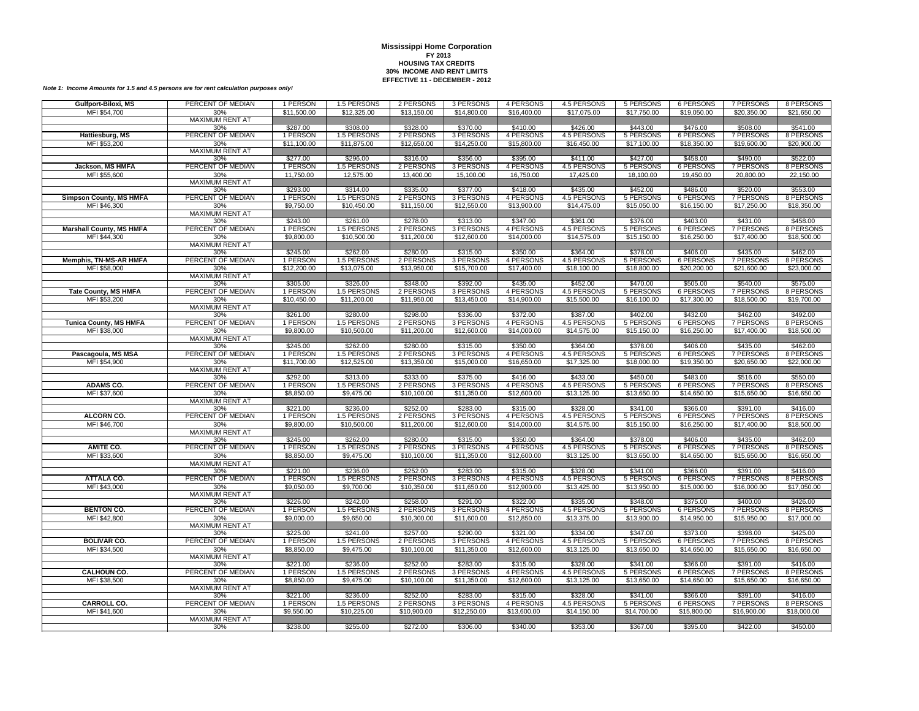# Mississippi Home Corporation

**FY 2013**
**HOUSING TAX CREDITS**
**30% INCOME AND RENT LIMITS**
**EFFECTIVE 11 - DECEMBER - 2012**

*Note 1: Income Amounts for 1.5 and 4.5 persons are for rent calculation purposes only!*

| | | | | | | | | | | | |
|---|---|---|---|---|---|---|---|---|---|---|---|
| **Gulfport-Biloxi, MS** | PERCENT OF MEDIAN | 1 PERSON | 1.5 PERSONS | 2 PERSONS | 3 PERSONS | 4 PERSONS | 4.5 PERSONS | 5 PERSONS | 6 PERSONS | 7 PERSONS | 8 PERSONS |
| MFI $54,700 | 30% | $11,500.00 | $12,325.00 | $13,150.00 | $14,800.00 | $16,400.00 | $17,075.00 | $17,750.00 | $19,050.00 | $20,350.00 | $21,650.00 |
| | MAXIMUM RENT AT | | | | | | | | | | |
| | 30% | $287.00 | $308.00 | $328.00 | $370.00 | $410.00 | $426.00 | $443.00 | $476.00 | $508.00 | $541.00 |
| **Hattiesburg, MS** | PERCENT OF MEDIAN | 1 PERSON | 1.5 PERSONS | 2 PERSONS | 3 PERSONS | 4 PERSONS | 4.5 PERSONS | 5 PERSONS | 6 PERSONS | 7 PERSONS | 8 PERSONS |
| MFI $53,200 | 30% | $11,100.00 | $11,875.00 | $12,650.00 | $14,250.00 | $15,800.00 | $16,450.00 | $17,100.00 | $18,350.00 | $19,600.00 | $20,900.00 |
| | MAXIMUM RENT AT | | | | | | | | | | |
| | 30% | $277.00 | $296.00 | $316.00 | $356.00 | $395.00 | $411.00 | $427.00 | $458.00 | $490.00 | $522.00 |
| **Jackson, MS HMFA** | PERCENT OF MEDIAN | 1 PERSON | 1.5 PERSONS | 2 PERSONS | 3 PERSONS | 4 PERSONS | 4.5 PERSONS | 5 PERSONS | 6 PERSONS | 7 PERSONS | 8 PERSONS |
| MFI $55,600 | 30% | 11,750.00 | 12,575.00 | 13,400.00 | 15,100.00 | 16,750.00 | 17,425.00 | 18,100.00 | 19,450.00 | 20,800.00 | 22,150.00 |
| | MAXIMUM RENT AT | | | | | | | | | | |
| | 30% | $293.00 | $314.00 | $335.00 | $377.00 | $418.00 | $435.00 | $452.00 | $486.00 | $520.00 | $553.00 |
| **Simpson County, MS HMFA** | PERCENT OF MEDIAN | 1 PERSON | 1.5 PERSONS | 2 PERSONS | 3 PERSONS | 4 PERSONS | 4.5 PERSONS | 5 PERSONS | 6 PERSONS | 7 PERSONS | 8 PERSONS |
| MFI $46,300 | 30% | $9,750.00 | $10,450.00 | $11,150.00 | $12,550.00 | $13,900.00 | $14,475.00 | $15,050.00 | $16,150.00 | $17,250.00 | $18,350.00 |
| | MAXIMUM RENT AT | | | | | | | | | | |
| | 30% | $243.00 | $261.00 | $278.00 | $313.00 | $347.00 | $361.00 | $376.00 | $403.00 | $431.00 | $458.00 |
| **Marshall County, MS HMFA** | PERCENT OF MEDIAN | 1 PERSON | 1.5 PERSONS | 2 PERSONS | 3 PERSONS | 4 PERSONS | 4.5 PERSONS | 5 PERSONS | 6 PERSONS | 7 PERSONS | 8 PERSONS |
| MFI $44,300 | 30% | $9,800.00 | $10,500.00 | $11,200.00 | $12,600.00 | $14,000.00 | $14,575.00 | $15,150.00 | $16,250.00 | $17,400.00 | $18,500.00 |
| | MAXIMUM RENT AT | | | | | | | | | | |
| | 30% | $245.00 | $262.00 | $280.00 | $315.00 | $350.00 | $364.00 | $378.00 | $406.00 | $435.00 | $462.00 |
| **Memphis, TN-MS-AR HMFA** | PERCENT OF MEDIAN | 1 PERSON | 1.5 PERSONS | 2 PERSONS | 3 PERSONS | 4 PERSONS | 4.5 PERSONS | 5 PERSONS | 6 PERSONS | 7 PERSONS | 8 PERSONS |
| MFI $58,000 | 30% | $12,200.00 | $13,075.00 | $13,950.00 | $15,700.00 | $17,400.00 | $18,100.00 | $18,800.00 | $20,200.00 | $21,600.00 | $23,000.00 |
| | MAXIMUM RENT AT | | | | | | | | | | |
| | 30% | $305.00 | $326.00 | $348.00 | $392.00 | $435.00 | $452.00 | $470.00 | $505.00 | $540.00 | $575.00 |
| **Tate County, MS HMFA** | PERCENT OF MEDIAN | 1 PERSON | 1.5 PERSONS | 2 PERSONS | 3 PERSONS | 4 PERSONS | 4.5 PERSONS | 5 PERSONS | 6 PERSONS | 7 PERSONS | 8 PERSONS |
| MFI $53,200 | 30% | $10,450.00 | $11,200.00 | $11,950.00 | $13,450.00 | $14,900.00 | $15,500.00 | $16,100.00 | $17,300.00 | $18,500.00 | $19,700.00 |
| | MAXIMUM RENT AT | | | | | | | | | | |
| | 30% | $261.00 | $280.00 | $298.00 | $336.00 | $372.00 | $387.00 | $402.00 | $432.00 | $462.00 | $492.00 |
| **Tunica County, MS HMFA** | PERCENT OF MEDIAN | 1 PERSON | 1.5 PERSONS | 2 PERSONS | 3 PERSONS | 4 PERSONS | 4.5 PERSONS | 5 PERSONS | 6 PERSONS | 7 PERSONS | 8 PERSONS |
| MFI $38,000 | 30% | $9,800.00 | $10,500.00 | $11,200.00 | $12,600.00 | $14,000.00 | $14,575.00 | $15,150.00 | $16,250.00 | $17,400.00 | $18,500.00 |
| | MAXIMUM RENT AT | | | | | | | | | | |
| | 30% | $245.00 | $262.00 | $280.00 | $315.00 | $350.00 | $364.00 | $378.00 | $406.00 | $435.00 | $462.00 |
| **Pascagoula, MS MSA** | PERCENT OF MEDIAN | 1 PERSON | 1.5 PERSONS | 2 PERSONS | 3 PERSONS | 4 PERSONS | 4.5 PERSONS | 5 PERSONS | 6 PERSONS | 7 PERSONS | 8 PERSONS |
| MFI $54,900 | 30% | $11,700.00 | $12,525.00 | $13,350.00 | $15,000.00 | $16,650.00 | $17,325.00 | $18,000.00 | $19,350.00 | $20,650.00 | $22,000.00 |
| | MAXIMUM RENT AT | | | | | | | | | | |
| | 30% | $292.00 | $313.00 | $333.00 | $375.00 | $416.00 | $433.00 | $450.00 | $483.00 | $516.00 | $550.00 |
| **ADAMS CO.** | PERCENT OF MEDIAN | 1 PERSON | 1.5 PERSONS | 2 PERSONS | 3 PERSONS | 4 PERSONS | 4.5 PERSONS | 5 PERSONS | 6 PERSONS | 7 PERSONS | 8 PERSONS |
| MFI $37,600 | 30% | $8,850.00 | $9,475.00 | $10,100.00 | $11,350.00 | $12,600.00 | $13,125.00 | $13,650.00 | $14,650.00 | $15,650.00 | $16,650.00 |
| | MAXIMUM RENT AT | | | | | | | | | | |
| | 30% | $221.00 | $236.00 | $252.00 | $283.00 | $315.00 | $328.00 | $341.00 | $366.00 | $391.00 | $416.00 |
| **ALCORN CO.** | PERCENT OF MEDIAN | 1 PERSON | 1.5 PERSONS | 2 PERSONS | 3 PERSONS | 4 PERSONS | 4.5 PERSONS | 5 PERSONS | 6 PERSONS | 7 PERSONS | 8 PERSONS |
| MFI $46,700 | 30% | $9,800.00 | $10,500.00 | $11,200.00 | $12,600.00 | $14,000.00 | $14,575.00 | $15,150.00 | $16,250.00 | $17,400.00 | $18,500.00 |
| | MAXIMUM RENT AT | | | | | | | | | | |
| | 30% | $245.00 | $262.00 | $280.00 | $315.00 | $350.00 | $364.00 | $378.00 | $406.00 | $435.00 | $462.00 |
| **AMITE CO.** | PERCENT OF MEDIAN | 1 PERSON | 1.5 PERSONS | 2 PERSONS | 3 PERSONS | 4 PERSONS | 4.5 PERSONS | 5 PERSONS | 6 PERSONS | 7 PERSONS | 8 PERSONS |
| MFI $33,600 | 30% | $8,850.00 | $9,475.00 | $10,100.00 | $11,350.00 | $12,600.00 | $13,125.00 | $13,650.00 | $14,650.00 | $15,650.00 | $16,650.00 |
| | MAXIMUM RENT AT | | | | | | | | | | |
| | 30% | $221.00 | $236.00 | $252.00 | $283.00 | $315.00 | $328.00 | $341.00 | $366.00 | $391.00 | $416.00 |
| **ATTALA CO.** | PERCENT OF MEDIAN | 1 PERSON | 1.5 PERSONS | 2 PERSONS | 3 PERSONS | 4 PERSONS | 4.5 PERSONS | 5 PERSONS | 6 PERSONS | 7 PERSONS | 8 PERSONS |
| MFI $43,000 | 30% | $9,050.00 | $9,700.00 | $10,350.00 | $11,650.00 | $12,900.00 | $13,425.00 | $13,950.00 | $15,000.00 | $16,000.00 | $17,050.00 |
| | MAXIMUM RENT AT | | | | | | | | | | |
| | 30% | $226.00 | $242.00 | $258.00 | $291.00 | $322.00 | $335.00 | $348.00 | $375.00 | $400.00 | $426.00 |
| **BENTON CO.** | PERCENT OF MEDIAN | 1 PERSON | 1.5 PERSONS | 2 PERSONS | 3 PERSONS | 4 PERSONS | 4.5 PERSONS | 5 PERSONS | 6 PERSONS | 7 PERSONS | 8 PERSONS |
| MFI $42,800 | 30% | $9,000.00 | $9,650.00 | $10,300.00 | $11,600.00 | $12,850.00 | $13,375.00 | $13,900.00 | $14,950.00 | $15,950.00 | $17,000.00 |
| | MAXIMUM RENT AT | | | | | | | | | | |
| | 30% | $225.00 | $241.00 | $257.00 | $290.00 | $321.00 | $334.00 | $347.00 | $373.00 | $398.00 | $425.00 |
| **BOLIVAR CO.** | PERCENT OF MEDIAN | 1 PERSON | 1.5 PERSONS | 2 PERSONS | 3 PERSONS | 4 PERSONS | 4.5 PERSONS | 5 PERSONS | 6 PERSONS | 7 PERSONS | 8 PERSONS |
| MFI $34,500 | 30% | $8,850.00 | $9,475.00 | $10,100.00 | $11,350.00 | $12,600.00 | $13,125.00 | $13,650.00 | $14,650.00 | $15,650.00 | $16,650.00 |
| | MAXIMUM RENT AT | | | | | | | | | | |
| | 30% | $221.00 | $236.00 | $252.00 | $283.00 | $315.00 | $328.00 | $341.00 | $366.00 | $391.00 | $416.00 |
| **CALHOUN CO.** | PERCENT OF MEDIAN | 1 PERSON | 1.5 PERSONS | 2 PERSONS | 3 PERSONS | 4 PERSONS | 4.5 PERSONS | 5 PERSONS | 6 PERSONS | 7 PERSONS | 8 PERSONS |
| MFI $38,500 | 30% | $8,850.00 | $9,475.00 | $10,100.00 | $11,350.00 | $12,600.00 | $13,125.00 | $13,650.00 | $14,650.00 | $15,650.00 | $16,650.00 |
| | MAXIMUM RENT AT | | | | | | | | | | |
| | 30% | $221.00 | $236.00 | $252.00 | $283.00 | $315.00 | $328.00 | $341.00 | $366.00 | $391.00 | $416.00 |
| **CARROLL CO.** | PERCENT OF MEDIAN | 1 PERSON | 1.5 PERSONS | 2 PERSONS | 3 PERSONS | 4 PERSONS | 4.5 PERSONS | 5 PERSONS | 6 PERSONS | 7 PERSONS | 8 PERSONS |
| MFI $41,600 | 30% | $9,550.00 | $10,225.00 | $10,900.00 | $12,250.00 | $13,600.00 | $14,150.00 | $14,700.00 | $15,800.00 | $16,900.00 | $18,000.00 |
| | MAXIMUM RENT AT | | | | | | | | | | |
| | 30% | $238.00 | $255.00 | $272.00 | $306.00 | $340.00 | $353.00 | $367.00 | $395.00 | $422.00 | $450.00 |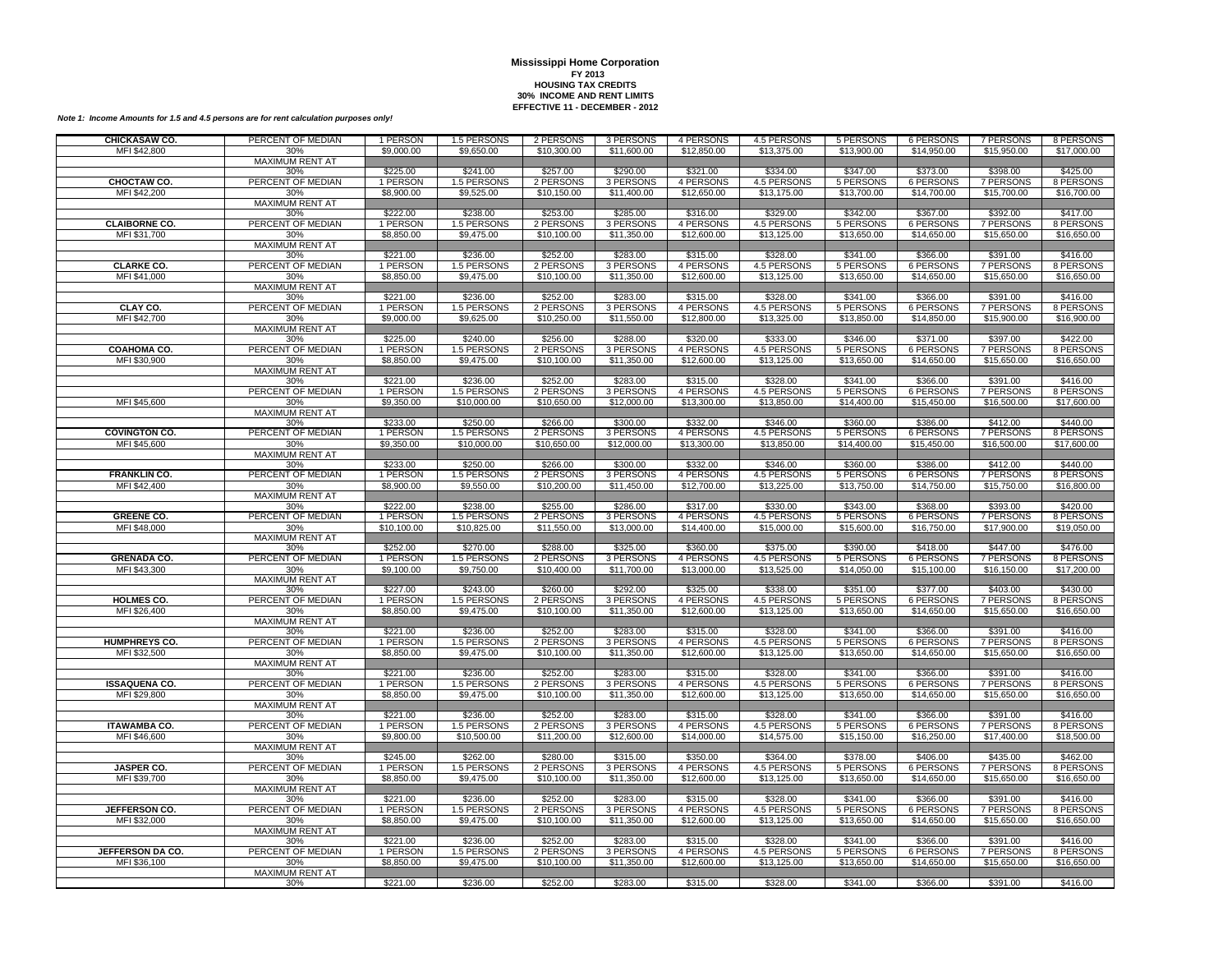# Mississippi Home Corporation

**FY 2013**
**HOUSING TAX CREDITS**
**30% INCOME AND RENT LIMITS**
**EFFECTIVE 11 - DECEMBER - 2012**

***Note 1: Income Amounts for 1.5 and 4.5 persons are for rent calculation purposes only!***

| | | | | | | | | | | | |
|---|---|---|---|---|---|---|---|---|---|---|---|
| **CHICKASAW CO.** | PERCENT OF MEDIAN | 1 PERSON | 1.5 PERSONS | 2 PERSONS | 3 PERSONS | 4 PERSONS | 4.5 PERSONS | 5 PERSONS | 6 PERSONS | 7 PERSONS | 8 PERSONS |
| MFI $42,800 | 30% | $9,000.00 | $9,650.00 | $10,300.00 | $11,600.00 | $12,850.00 | $13,375.00 | $13,900.00 | $14,950.00 | $15,950.00 | $17,000.00 |
| | MAXIMUM RENT AT | | | | | | | | | | |
| | 30% | $225.00 | $241.00 | $257.00 | $290.00 | $321.00 | $334.00 | $347.00 | $373.00 | $398.00 | $425.00 |
| **CHOCTAW CO.** | PERCENT OF MEDIAN | 1 PERSON | 1.5 PERSONS | 2 PERSONS | 3 PERSONS | 4 PERSONS | 4.5 PERSONS | 5 PERSONS | 6 PERSONS | 7 PERSONS | 8 PERSONS |
| MFI $42,200 | 30% | $8,900.00 | $9,525.00 | $10,150.00 | $11,400.00 | $12,650.00 | $13,175.00 | $13,700.00 | $14,700.00 | $15,700.00 | $16,700.00 |
| | MAXIMUM RENT AT | | | | | | | | | | |
| | 30% | $222.00 | $238.00 | $253.00 | $285.00 | $316.00 | $329.00 | $342.00 | $367.00 | $392.00 | $417.00 |
| **CLAIBORNE CO.** | PERCENT OF MEDIAN | 1 PERSON | 1.5 PERSONS | 2 PERSONS | 3 PERSONS | 4 PERSONS | 4.5 PERSONS | 5 PERSONS | 6 PERSONS | 7 PERSONS | 8 PERSONS |
| MFI $31,700 | 30% | $8,850.00 | $9,475.00 | $10,100.00 | $11,350.00 | $12,600.00 | $13,125.00 | $13,650.00 | $14,650.00 | $15,650.00 | $16,650.00 |
| | MAXIMUM RENT AT | | | | | | | | | | |
| | 30% | $221.00 | $236.00 | $252.00 | $283.00 | $315.00 | $328.00 | $341.00 | $366.00 | $391.00 | $416.00 |
| **CLARKE CO.** | PERCENT OF MEDIAN | 1 PERSON | 1.5 PERSONS | 2 PERSONS | 3 PERSONS | 4 PERSONS | 4.5 PERSONS | 5 PERSONS | 6 PERSONS | 7 PERSONS | 8 PERSONS |
| MFI $41,000 | 30% | $8,850.00 | $9,475.00 | $10,100.00 | $11,350.00 | $12,600.00 | $13,125.00 | $13,650.00 | $14,650.00 | $15,650.00 | $16,650.00 |
| | MAXIMUM RENT AT | | | | | | | | | | |
| | 30% | $221.00 | $236.00 | $252.00 | $283.00 | $315.00 | $328.00 | $341.00 | $366.00 | $391.00 | $416.00 |
| **CLAY CO.** | PERCENT OF MEDIAN | 1 PERSON | 1.5 PERSONS | 2 PERSONS | 3 PERSONS | 4 PERSONS | 4.5 PERSONS | 5 PERSONS | 6 PERSONS | 7 PERSONS | 8 PERSONS |
| MFI $42,700 | 30% | $9,000.00 | $9,625.00 | $10,250.00 | $11,550.00 | $12,800.00 | $13,325.00 | $13,850.00 | $14,850.00 | $15,900.00 | $16,900.00 |
| | MAXIMUM RENT AT | | | | | | | | | | |
| | 30% | $225.00 | $240.00 | $256.00 | $288.00 | $320.00 | $333.00 | $346.00 | $371.00 | $397.00 | $422.00 |
| **COAHOMA CO.** | PERCENT OF MEDIAN | 1 PERSON | 1.5 PERSONS | 2 PERSONS | 3 PERSONS | 4 PERSONS | 4.5 PERSONS | 5 PERSONS | 6 PERSONS | 7 PERSONS | 8 PERSONS |
| MFI $30,900 | 30% | $8,850.00 | $9,475.00 | $10,100.00 | $11,350.00 | $12,600.00 | $13,125.00 | $13,650.00 | $14,650.00 | $15,650.00 | $16,650.00 |
| | MAXIMUM RENT AT | | | | | | | | | | |
| | 30% | $221.00 | $236.00 | $252.00 | $283.00 | $315.00 | $328.00 | $341.00 | $366.00 | $391.00 | $416.00 |
| | PERCENT OF MEDIAN | 1 PERSON | 1.5 PERSONS | 2 PERSONS | 3 PERSONS | 4 PERSONS | 4.5 PERSONS | 5 PERSONS | 6 PERSONS | 7 PERSONS | 8 PERSONS |
| MFI $45,600 | 30% | $9,350.00 | $10,000.00 | $10,650.00 | $12,000.00 | $13,300.00 | $13,850.00 | $14,400.00 | $15,450.00 | $16,500.00 | $17,600.00 |
| | MAXIMUM RENT AT | | | | | | | | | | |
| | 30% | $233.00 | $250.00 | $266.00 | $300.00 | $332.00 | $346.00 | $360.00 | $386.00 | $412.00 | $440.00 |
| **COVINGTON CO.** | PERCENT OF MEDIAN | 1 PERSON | 1.5 PERSONS | 2 PERSONS | 3 PERSONS | 4 PERSONS | 4.5 PERSONS | 5 PERSONS | 6 PERSONS | 7 PERSONS | 8 PERSONS |
| MFI $45,600 | 30% | $9,350.00 | $10,000.00 | $10,650.00 | $12,000.00 | $13,300.00 | $13,850.00 | $14,400.00 | $15,450.00 | $16,500.00 | $17,600.00 |
| | MAXIMUM RENT AT | | | | | | | | | | |
| | 30% | $233.00 | $250.00 | $266.00 | $300.00 | $332.00 | $346.00 | $360.00 | $386.00 | $412.00 | $440.00 |
| **FRANKLIN CO.** | PERCENT OF MEDIAN | 1 PERSON | 1.5 PERSONS | 2 PERSONS | 3 PERSONS | 4 PERSONS | 4.5 PERSONS | 5 PERSONS | 6 PERSONS | 7 PERSONS | 8 PERSONS |
| MFI $42,400 | 30% | $8,900.00 | $9,550.00 | $10,200.00 | $11,450.00 | $12,700.00 | $13,225.00 | $13,750.00 | $14,750.00 | $15,750.00 | $16,800.00 |
| | MAXIMUM RENT AT | | | | | | | | | | |
| | 30% | $222.00 | $238.00 | $255.00 | $286.00 | $317.00 | $330.00 | $343.00 | $368.00 | $393.00 | $420.00 |
| **GREENE CO.** | PERCENT OF MEDIAN | 1 PERSON | 1.5 PERSONS | 2 PERSONS | 3 PERSONS | 4 PERSONS | 4.5 PERSONS | 5 PERSONS | 6 PERSONS | 7 PERSONS | 8 PERSONS |
| MFI $48,000 | 30% | $10,100.00 | $10,825.00 | $11,550.00 | $13,000.00 | $14,400.00 | $15,000.00 | $15,600.00 | $16,750.00 | $17,900.00 | $19,050.00 |
| | MAXIMUM RENT AT | | | | | | | | | | |
| | 30% | $252.00 | $270.00 | $288.00 | $325.00 | $360.00 | $375.00 | $390.00 | $418.00 | $447.00 | $476.00 |
| **GRENADA CO.** | PERCENT OF MEDIAN | 1 PERSON | 1.5 PERSONS | 2 PERSONS | 3 PERSONS | 4 PERSONS | 4.5 PERSONS | 5 PERSONS | 6 PERSONS | 7 PERSONS | 8 PERSONS |
| MFI $43,300 | 30% | $9,100.00 | $9,750.00 | $10,400.00 | $11,700.00 | $13,000.00 | $13,525.00 | $14,050.00 | $15,100.00 | $16,150.00 | $17,200.00 |
| | MAXIMUM RENT AT | | | | | | | | | | |
| | 30% | $227.00 | $243.00 | $260.00 | $292.00 | $325.00 | $338.00 | $351.00 | $377.00 | $403.00 | $430.00 |
| **HOLMES CO.** | PERCENT OF MEDIAN | 1 PERSON | 1.5 PERSONS | 2 PERSONS | 3 PERSONS | 4 PERSONS | 4.5 PERSONS | 5 PERSONS | 6 PERSONS | 7 PERSONS | 8 PERSONS |
| MFI $26,400 | 30% | $8,850.00 | $9,475.00 | $10,100.00 | $11,350.00 | $12,600.00 | $13,125.00 | $13,650.00 | $14,650.00 | $15,650.00 | $16,650.00 |
| | MAXIMUM RENT AT | | | | | | | | | | |
| | 30% | $221.00 | $236.00 | $252.00 | $283.00 | $315.00 | $328.00 | $341.00 | $366.00 | $391.00 | $416.00 |
| **HUMPHREYS CO.** | PERCENT OF MEDIAN | 1 PERSON | 1.5 PERSONS | 2 PERSONS | 3 PERSONS | 4 PERSONS | 4.5 PERSONS | 5 PERSONS | 6 PERSONS | 7 PERSONS | 8 PERSONS |
| MFI $32,500 | 30% | $8,850.00 | $9,475.00 | $10,100.00 | $11,350.00 | $12,600.00 | $13,125.00 | $13,650.00 | $14,650.00 | $15,650.00 | $16,650.00 |
| | MAXIMUM RENT AT | | | | | | | | | | |
| | 30% | $221.00 | $236.00 | $252.00 | $283.00 | $315.00 | $328.00 | $341.00 | $366.00 | $391.00 | $416.00 |
| **ISSAQUENA CO.** | PERCENT OF MEDIAN | 1 PERSON | 1.5 PERSONS | 2 PERSONS | 3 PERSONS | 4 PERSONS | 4.5 PERSONS | 5 PERSONS | 6 PERSONS | 7 PERSONS | 8 PERSONS |
| MFI $29,800 | 30% | $8,850.00 | $9,475.00 | $10,100.00 | $11,350.00 | $12,600.00 | $13,125.00 | $13,650.00 | $14,650.00 | $15,650.00 | $16,650.00 |
| | MAXIMUM RENT AT | | | | | | | | | | |
| | 30% | $221.00 | $236.00 | $252.00 | $283.00 | $315.00 | $328.00 | $341.00 | $366.00 | $391.00 | $416.00 |
| **ITAWAMBA CO.** | PERCENT OF MEDIAN | 1 PERSON | 1.5 PERSONS | 2 PERSONS | 3 PERSONS | 4 PERSONS | 4.5 PERSONS | 5 PERSONS | 6 PERSONS | 7 PERSONS | 8 PERSONS |
| MFI $46,600 | 30% | $9,800.00 | $10,500.00 | $11,200.00 | $12,600.00 | $14,000.00 | $14,575.00 | $15,150.00 | $16,250.00 | $17,400.00 | $18,500.00 |
| | MAXIMUM RENT AT | | | | | | | | | | |
| | 30% | $245.00 | $262.00 | $280.00 | $315.00 | $350.00 | $364.00 | $378.00 | $406.00 | $435.00 | $462.00 |
| **JASPER CO.** | PERCENT OF MEDIAN | 1 PERSON | 1.5 PERSONS | 2 PERSONS | 3 PERSONS | 4 PERSONS | 4.5 PERSONS | 5 PERSONS | 6 PERSONS | 7 PERSONS | 8 PERSONS |
| MFI $39,700 | 30% | $8,850.00 | $9,475.00 | $10,100.00 | $11,350.00 | $12,600.00 | $13,125.00 | $13,650.00 | $14,650.00 | $15,650.00 | $16,650.00 |
| | MAXIMUM RENT AT | | | | | | | | | | |
| | 30% | $221.00 | $236.00 | $252.00 | $283.00 | $315.00 | $328.00 | $341.00 | $366.00 | $391.00 | $416.00 |
| **JEFFERSON CO.** | PERCENT OF MEDIAN | 1 PERSON | 1.5 PERSONS | 2 PERSONS | 3 PERSONS | 4 PERSONS | 4.5 PERSONS | 5 PERSONS | 6 PERSONS | 7 PERSONS | 8 PERSONS |
| MFI $32,000 | 30% | $8,850.00 | $9,475.00 | $10,100.00 | $11,350.00 | $12,600.00 | $13,125.00 | $13,650.00 | $14,650.00 | $15,650.00 | $16,650.00 |
| | MAXIMUM RENT AT | | | | | | | | | | |
| | 30% | $221.00 | $236.00 | $252.00 | $283.00 | $315.00 | $328.00 | $341.00 | $366.00 | $391.00 | $416.00 |
| **JEFFERSON DA CO.** | PERCENT OF MEDIAN | 1 PERSON | 1.5 PERSONS | 2 PERSONS | 3 PERSONS | 4 PERSONS | 4.5 PERSONS | 5 PERSONS | 6 PERSONS | 7 PERSONS | 8 PERSONS |
| MFI $36,100 | 30% | $8,850.00 | $9,475.00 | $10,100.00 | $11,350.00 | $12,600.00 | $13,125.00 | $13,650.00 | $14,650.00 | $15,650.00 | $16,650.00 |
| | MAXIMUM RENT AT | | | | | | | | | | |
| | 30% | $221.00 | $236.00 | $252.00 | $283.00 | $315.00 | $328.00 | $341.00 | $366.00 | $391.00 | $416.00 |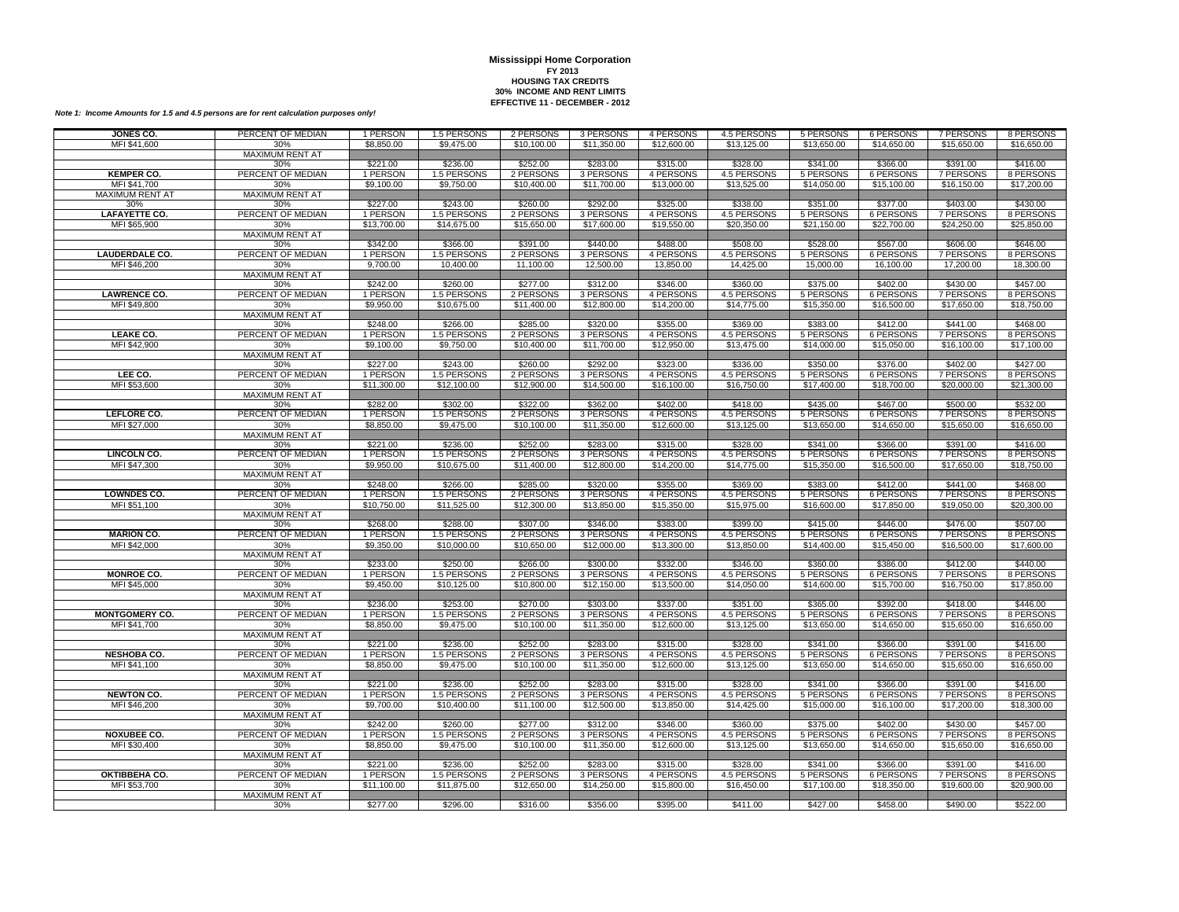# Mississippi Home Corporation

**FY 2013**
**HOUSING TAX CREDITS**
**30% INCOME AND RENT LIMITS**
**EFFECTIVE 11 - DECEMBER - 2012**

*Note 1: Income Amounts for 1.5 and 4.5 persons are for rent calculation purposes only!*

| **JONES CO.** | PERCENT OF MEDIAN | 1 PERSON | 1.5 PERSONS | 2 PERSONS | 3 PERSONS | 4 PERSONS | 4.5 PERSONS | 5 PERSONS | 6 PERSONS | 7 PERSONS | 8 PERSONS |
|---|---|---|---|---|---|---|---|---|---|---|---|
| MFI $41,600 | 30% | $8,850.00 | $9,475.00 | $10,100.00 | $11,350.00 | $12,600.00 | $13,125.00 | $13,650.00 | $14,650.00 | $15,650.00 | $16,650.00 |
| | MAXIMUM RENT AT | | | | | | | | | | |
| | 30% | $221.00 | $236.00 | $252.00 | $283.00 | $315.00 | $328.00 | $341.00 | $366.00 | $391.00 | $416.00 |
| **KEMPER CO.** | PERCENT OF MEDIAN | 1 PERSON | 1.5 PERSONS | 2 PERSONS | 3 PERSONS | 4 PERSONS | 4.5 PERSONS | 5 PERSONS | 6 PERSONS | 7 PERSONS | 8 PERSONS |
| MFI $41,700 | 30% | $9,100.00 | $9,750.00 | $10,400.00 | $11,700.00 | $13,000.00 | $13,525.00 | $14,050.00 | $15,100.00 | $16,150.00 | $17,200.00 |
| MAXIMUM RENT AT | MAXIMUM RENT AT | | | | | | | | | | |
| 30% | 30% | $227.00 | $243.00 | $260.00 | $292.00 | $325.00 | $338.00 | $351.00 | $377.00 | $403.00 | $430.00 |
| **LAFAYETTE CO.** | PERCENT OF MEDIAN | 1 PERSON | 1.5 PERSONS | 2 PERSONS | 3 PERSONS | 4 PERSONS | 4.5 PERSONS | 5 PERSONS | 6 PERSONS | 7 PERSONS | 8 PERSONS |
| MFI $65,900 | 30% | $13,700.00 | $14,675.00 | $15,650.00 | $17,600.00 | $19,550.00 | $20,350.00 | $21,150.00 | $22,700.00 | $24,250.00 | $25,850.00 |
| | MAXIMUM RENT AT | | | | | | | | | | |
| | 30% | $342.00 | $366.00 | $391.00 | $440.00 | $488.00 | $508.00 | $528.00 | $567.00 | $606.00 | $646.00 |
| **LAUDERDALE CO.** | PERCENT OF MEDIAN | 1 PERSON | 1.5 PERSONS | 2 PERSONS | 3 PERSONS | 4 PERSONS | 4.5 PERSONS | 5 PERSONS | 6 PERSONS | 7 PERSONS | 8 PERSONS |
| MFI $46,200 | 30% | 9,700.00 | 10,400.00 | 11,100.00 | 12,500.00 | 13,850.00 | 14,425.00 | 15,000.00 | 16,100.00 | 17,200.00 | 18,300.00 |
| | MAXIMUM RENT AT | | | | | | | | | | |
| | 30% | $242.00 | $260.00 | $277.00 | $312.00 | $346.00 | $360.00 | $375.00 | $402.00 | $430.00 | $457.00 |
| **LAWRENCE CO.** | PERCENT OF MEDIAN | 1 PERSON | 1.5 PERSONS | 2 PERSONS | 3 PERSONS | 4 PERSONS | 4.5 PERSONS | 5 PERSONS | 6 PERSONS | 7 PERSONS | 8 PERSONS |
| MFI $49,800 | 30% | $9,950.00 | $10,675.00 | $11,400.00 | $12,800.00 | $14,200.00 | $14,775.00 | $15,350.00 | $16,500.00 | $17,650.00 | $18,750.00 |
| | MAXIMUM RENT AT | | | | | | | | | | |
| | 30% | $248.00 | $266.00 | $285.00 | $320.00 | $355.00 | $369.00 | $383.00 | $412.00 | $441.00 | $468.00 |
| **LEAKE CO.** | PERCENT OF MEDIAN | 1 PERSON | 1.5 PERSONS | 2 PERSONS | 3 PERSONS | 4 PERSONS | 4.5 PERSONS | 5 PERSONS | 6 PERSONS | 7 PERSONS | 8 PERSONS |
| MFI $42,900 | 30% | $9,100.00 | $9,750.00 | $10,400.00 | $11,700.00 | $12,950.00 | $13,475.00 | $14,000.00 | $15,050.00 | $16,100.00 | $17,100.00 |
| | MAXIMUM RENT AT | | | | | | | | | | |
| | 30% | $227.00 | $243.00 | $260.00 | $292.00 | $323.00 | $336.00 | $350.00 | $376.00 | $402.00 | $427.00 |
| **LEE CO.** | PERCENT OF MEDIAN | 1 PERSON | 1.5 PERSONS | 2 PERSONS | 3 PERSONS | 4 PERSONS | 4.5 PERSONS | 5 PERSONS | 6 PERSONS | 7 PERSONS | 8 PERSONS |
| MFI $53,600 | 30% | $11,300.00 | $12,100.00 | $12,900.00 | $14,500.00 | $16,100.00 | $16,750.00 | $17,400.00 | $18,700.00 | $20,000.00 | $21,300.00 |
| | MAXIMUM RENT AT | | | | | | | | | | |
| | 30% | $282.00 | $302.00 | $322.00 | $362.00 | $402.00 | $418.00 | $435.00 | $467.00 | $500.00 | $532.00 |
| **LEFLORE CO.** | PERCENT OF MEDIAN | 1 PERSON | 1.5 PERSONS | 2 PERSONS | 3 PERSONS | 4 PERSONS | 4.5 PERSONS | 5 PERSONS | 6 PERSONS | 7 PERSONS | 8 PERSONS |
| MFI $27,000 | 30% | $8,850.00 | $9,475.00 | $10,100.00 | $11,350.00 | $12,600.00 | $13,125.00 | $13,650.00 | $14,650.00 | $15,650.00 | $16,650.00 |
| | MAXIMUM RENT AT | | | | | | | | | | |
| | 30% | $221.00 | $236.00 | $252.00 | $283.00 | $315.00 | $328.00 | $341.00 | $366.00 | $391.00 | $416.00 |
| **LINCOLN CO.** | PERCENT OF MEDIAN | 1 PERSON | 1.5 PERSONS | 2 PERSONS | 3 PERSONS | 4 PERSONS | 4.5 PERSONS | 5 PERSONS | 6 PERSONS | 7 PERSONS | 8 PERSONS |
| MFI $47,300 | 30% | $9,950.00 | $10,675.00 | $11,400.00 | $12,800.00 | $14,200.00 | $14,775.00 | $15,350.00 | $16,500.00 | $17,650.00 | $18,750.00 |
| | MAXIMUM RENT AT | | | | | | | | | | |
| | 30% | $248.00 | $266.00 | $285.00 | $320.00 | $355.00 | $369.00 | $383.00 | $412.00 | $441.00 | $468.00 |
| **LOWNDES CO.** | PERCENT OF MEDIAN | 1 PERSON | 1.5 PERSONS | 2 PERSONS | 3 PERSONS | 4 PERSONS | 4.5 PERSONS | 5 PERSONS | 6 PERSONS | 7 PERSONS | 8 PERSONS |
| MFI $51,100 | 30% | $10,750.00 | $11,525.00 | $12,300.00 | $13,850.00 | $15,350.00 | $15,975.00 | $16,600.00 | $17,850.00 | $19,050.00 | $20,300.00 |
| | MAXIMUM RENT AT | | | | | | | | | | |
| | 30% | $268.00 | $288.00 | $307.00 | $346.00 | $383.00 | $399.00 | $415.00 | $446.00 | $476.00 | $507.00 |
| **MARION CO.** | PERCENT OF MEDIAN | 1 PERSON | 1.5 PERSONS | 2 PERSONS | 3 PERSONS | 4 PERSONS | 4.5 PERSONS | 5 PERSONS | 6 PERSONS | 7 PERSONS | 8 PERSONS |
| MFI $42,000 | 30% | $9,350.00 | $10,000.00 | $10,650.00 | $12,000.00 | $13,300.00 | $13,850.00 | $14,400.00 | $15,450.00 | $16,500.00 | $17,600.00 |
| | MAXIMUM RENT AT | | | | | | | | | | |
| | 30% | $233.00 | $250.00 | $266.00 | $300.00 | $332.00 | $346.00 | $360.00 | $386.00 | $412.00 | $440.00 |
| **MONROE CO.** | PERCENT OF MEDIAN | 1 PERSON | 1.5 PERSONS | 2 PERSONS | 3 PERSONS | 4 PERSONS | 4.5 PERSONS | 5 PERSONS | 6 PERSONS | 7 PERSONS | 8 PERSONS |
| MFI $45,000 | 30% | $9,450.00 | $10,125.00 | $10,800.00 | $12,150.00 | $13,500.00 | $14,050.00 | $14,600.00 | $15,700.00 | $16,750.00 | $17,850.00 |
| | MAXIMUM RENT AT | | | | | | | | | | |
| | 30% | $236.00 | $253.00 | $270.00 | $303.00 | $337.00 | $351.00 | $365.00 | $392.00 | $418.00 | $446.00 |
| **MONTGOMERY CO.** | PERCENT OF MEDIAN | 1 PERSON | 1.5 PERSONS | 2 PERSONS | 3 PERSONS | 4 PERSONS | 4.5 PERSONS | 5 PERSONS | 6 PERSONS | 7 PERSONS | 8 PERSONS |
| MFI $41,700 | 30% | $8,850.00 | $9,475.00 | $10,100.00 | $11,350.00 | $12,600.00 | $13,125.00 | $13,650.00 | $14,650.00 | $15,650.00 | $16,650.00 |
| | MAXIMUM RENT AT | | | | | | | | | | |
| | 30% | $221.00 | $236.00 | $252.00 | $283.00 | $315.00 | $328.00 | $341.00 | $366.00 | $391.00 | $416.00 |
| **NESHOBA CO.** | PERCENT OF MEDIAN | 1 PERSON | 1.5 PERSONS | 2 PERSONS | 3 PERSONS | 4 PERSONS | 4.5 PERSONS | 5 PERSONS | 6 PERSONS | 7 PERSONS | 8 PERSONS |
| MFI $41,100 | 30% | $8,850.00 | $9,475.00 | $10,100.00 | $11,350.00 | $12,600.00 | $13,125.00 | $13,650.00 | $14,650.00 | $15,650.00 | $16,650.00 |
| | MAXIMUM RENT AT | | | | | | | | | | |
| | 30% | $221.00 | $236.00 | $252.00 | $283.00 | $315.00 | $328.00 | $341.00 | $366.00 | $391.00 | $416.00 |
| **NEWTON CO.** | PERCENT OF MEDIAN | 1 PERSON | 1.5 PERSONS | 2 PERSONS | 3 PERSONS | 4 PERSONS | 4.5 PERSONS | 5 PERSONS | 6 PERSONS | 7 PERSONS | 8 PERSONS |
| MFI $46,200 | 30% | $9,700.00 | $10,400.00 | $11,100.00 | $12,500.00 | $13,850.00 | $14,425.00 | $15,000.00 | $16,100.00 | $17,200.00 | $18,300.00 |
| | MAXIMUM RENT AT | | | | | | | | | | |
| | 30% | $242.00 | $260.00 | $277.00 | $312.00 | $346.00 | $360.00 | $375.00 | $402.00 | $430.00 | $457.00 |
| **NOXUBEE CO.** | PERCENT OF MEDIAN | 1 PERSON | 1.5 PERSONS | 2 PERSONS | 3 PERSONS | 4 PERSONS | 4.5 PERSONS | 5 PERSONS | 6 PERSONS | 7 PERSONS | 8 PERSONS |
| MFI $30,400 | 30% | $8,850.00 | $9,475.00 | $10,100.00 | $11,350.00 | $12,600.00 | $13,125.00 | $13,650.00 | $14,650.00 | $15,650.00 | $16,650.00 |
| | MAXIMUM RENT AT | | | | | | | | | | |
| | 30% | $221.00 | $236.00 | $252.00 | $283.00 | $315.00 | $328.00 | $341.00 | $366.00 | $391.00 | $416.00 |
| **OKTIBBEHA CO.** | PERCENT OF MEDIAN | 1 PERSON | 1.5 PERSONS | 2 PERSONS | 3 PERSONS | 4 PERSONS | 4.5 PERSONS | 5 PERSONS | 6 PERSONS | 7 PERSONS | 8 PERSONS |
| MFI $53,700 | 30% | $11,100.00 | $11,875.00 | $12,650.00 | $14,250.00 | $15,800.00 | $16,450.00 | $17,100.00 | $18,350.00 | $19,600.00 | $20,900.00 |
| | MAXIMUM RENT AT | | | | | | | | | | |
| | 30% | $277.00 | $296.00 | $316.00 | $356.00 | $395.00 | $411.00 | $427.00 | $458.00 | $490.00 | $522.00 |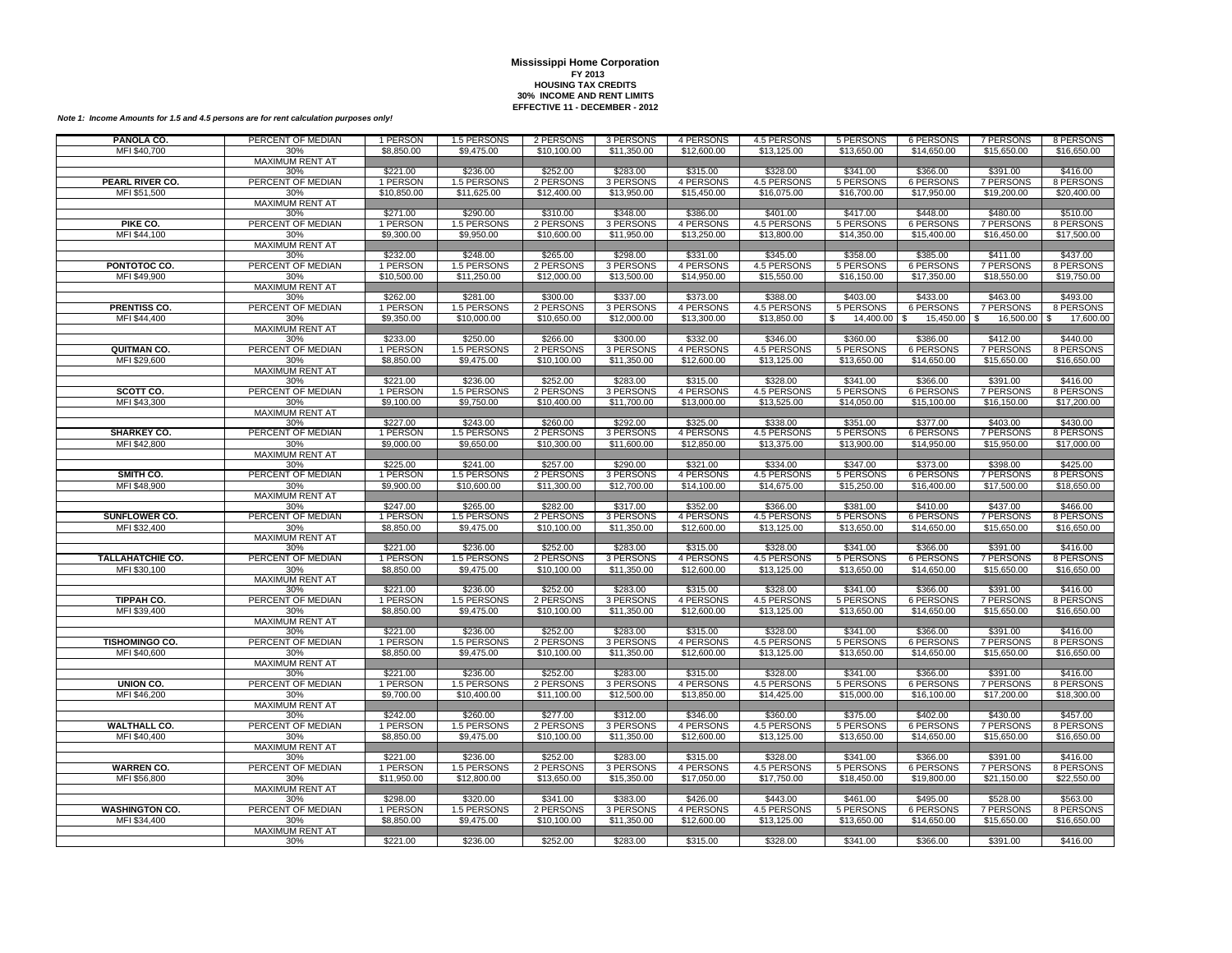**Mississippi Home Corporation**
**FY 2013**
**HOUSING TAX CREDITS**
**30% INCOME AND RENT LIMITS**
**EFFECTIVE 11 - DECEMBER - 2012**

***Note 1: Income Amounts for 1.5 and 4.5 persons are for rent calculation purposes only!***

| | | | | | | | | | | | |
|---|---|---|---|---|---|---|---|---|---|---|---|
| **PANOLA CO.** | PERCENT OF MEDIAN | 1 PERSON | 1.5 PERSONS | 2 PERSONS | 3 PERSONS | 4 PERSONS | 4.5 PERSONS | 5 PERSONS | 6 PERSONS | 7 PERSONS | 8 PERSONS |
| MFI $40,700 | 30% | $8,850.00 | $9,475.00 | $10,100.00 | $11,350.00 | $12,600.00 | $13,125.00 | $13,650.00 | $14,650.00 | $15,650.00 | $16,650.00 |
| | MAXIMUM RENT AT | | | | | | | | | | |
| | 30% | $221.00 | $236.00 | $252.00 | $283.00 | $315.00 | $328.00 | $341.00 | $366.00 | $391.00 | $416.00 |
| **PEARL RIVER CO.** | PERCENT OF MEDIAN | 1 PERSON | 1.5 PERSONS | 2 PERSONS | 3 PERSONS | 4 PERSONS | 4.5 PERSONS | 5 PERSONS | 6 PERSONS | 7 PERSONS | 8 PERSONS |
| MFI $51,500 | 30% | $10,850.00 | $11,625.00 | $12,400.00 | $13,950.00 | $15,450.00 | $16,075.00 | $16,700.00 | $17,950.00 | $19,200.00 | $20,400.00 |
| | MAXIMUM RENT AT | | | | | | | | | | |
| | 30% | $271.00 | $290.00 | $310.00 | $348.00 | $386.00 | $401.00 | $417.00 | $448.00 | $480.00 | $510.00 |
| **PIKE CO.** | PERCENT OF MEDIAN | 1 PERSON | 1.5 PERSONS | 2 PERSONS | 3 PERSONS | 4 PERSONS | 4.5 PERSONS | 5 PERSONS | 6 PERSONS | 7 PERSONS | 8 PERSONS |
| MFI $44,100 | 30% | $9,300.00 | $9,950.00 | $10,600.00 | $11,950.00 | $13,250.00 | $13,800.00 | $14,350.00 | $15,400.00 | $16,450.00 | $17,500.00 |
| | MAXIMUM RENT AT | | | | | | | | | | |
| | 30% | $232.00 | $248.00 | $265.00 | $298.00 | $331.00 | $345.00 | $358.00 | $385.00 | $411.00 | $437.00 |
| **PONTOTOC CO.** | PERCENT OF MEDIAN | 1 PERSON | 1.5 PERSONS | 2 PERSONS | 3 PERSONS | 4 PERSONS | 4.5 PERSONS | 5 PERSONS | 6 PERSONS | 7 PERSONS | 8 PERSONS |
| MFI $49,900 | 30% | $10,500.00 | $11,250.00 | $12,000.00 | $13,500.00 | $14,950.00 | $15,550.00 | $16,150.00 | $17,350.00 | $18,550.00 | $19,750.00 |
| | MAXIMUM RENT AT | | | | | | | | | | |
| | 30% | $262.00 | $281.00 | $300.00 | $337.00 | $373.00 | $388.00 | $403.00 | $433.00 | $463.00 | $493.00 |
| **PRENTISS CO.** | PERCENT OF MEDIAN | 1 PERSON | 1.5 PERSONS | 2 PERSONS | 3 PERSONS | 4 PERSONS | 4.5 PERSONS | 5 PERSONS | 6 PERSONS | 7 PERSONS | 8 PERSONS |
| MFI $44,400 | 30% | $9,350.00 | $10,000.00 | $10,650.00 | $12,000.00 | $13,300.00 | $13,850.00 | $ 14,400.00 | $ 15,450.00 | $ 16,500.00 | $ 17,600.00 |
| | MAXIMUM RENT AT | | | | | | | | | | |
| | 30% | $233.00 | $250.00 | $266.00 | $300.00 | $332.00 | $346.00 | $360.00 | $386.00 | $412.00 | $440.00 |
| **QUITMAN CO.** | PERCENT OF MEDIAN | 1 PERSON | 1.5 PERSONS | 2 PERSONS | 3 PERSONS | 4 PERSONS | 4.5 PERSONS | 5 PERSONS | 6 PERSONS | 7 PERSONS | 8 PERSONS |
| MFI $29,600 | 30% | $8,850.00 | $9,475.00 | $10,100.00 | $11,350.00 | $12,600.00 | $13,125.00 | $13,650.00 | $14,650.00 | $15,650.00 | $16,650.00 |
| | MAXIMUM RENT AT | | | | | | | | | | |
| | 30% | $221.00 | $236.00 | $252.00 | $283.00 | $315.00 | $328.00 | $341.00 | $366.00 | $391.00 | $416.00 |
| **SCOTT CO.** | PERCENT OF MEDIAN | 1 PERSON | 1.5 PERSONS | 2 PERSONS | 3 PERSONS | 4 PERSONS | 4.5 PERSONS | 5 PERSONS | 6 PERSONS | 7 PERSONS | 8 PERSONS |
| MFI $43,300 | 30% | $9,100.00 | $9,750.00 | $10,400.00 | $11,700.00 | $13,000.00 | $13,525.00 | $14,050.00 | $15,100.00 | $16,150.00 | $17,200.00 |
| | MAXIMUM RENT AT | | | | | | | | | | |
| | 30% | $227.00 | $243.00 | $260.00 | $292.00 | $325.00 | $338.00 | $351.00 | $377.00 | $403.00 | $430.00 |
| **SHARKEY CO.** | PERCENT OF MEDIAN | 1 PERSON | 1.5 PERSONS | 2 PERSONS | 3 PERSONS | 4 PERSONS | 4.5 PERSONS | 5 PERSONS | 6 PERSONS | 7 PERSONS | 8 PERSONS |
| MFI $42,800 | 30% | $9,000.00 | $9,650.00 | $10,300.00 | $11,600.00 | $12,850.00 | $13,375.00 | $13,900.00 | $14,950.00 | $15,950.00 | $17,000.00 |
| | MAXIMUM RENT AT | | | | | | | | | | |
| | 30% | $225.00 | $241.00 | $257.00 | $290.00 | $321.00 | $334.00 | $347.00 | $373.00 | $398.00 | $425.00 |
| **SMITH CO.** | PERCENT OF MEDIAN | 1 PERSON | 1.5 PERSONS | 2 PERSONS | 3 PERSONS | 4 PERSONS | 4.5 PERSONS | 5 PERSONS | 6 PERSONS | 7 PERSONS | 8 PERSONS |
| MFI $48,900 | 30% | $9,900.00 | $10,600.00 | $11,300.00 | $12,700.00 | $14,100.00 | $14,675.00 | $15,250.00 | $16,400.00 | $17,500.00 | $18,650.00 |
| | MAXIMUM RENT AT | | | | | | | | | | |
| | 30% | $247.00 | $265.00 | $282.00 | $317.00 | $352.00 | $366.00 | $381.00 | $410.00 | $437.00 | $466.00 |
| **SUNFLOWER CO.** | PERCENT OF MEDIAN | 1 PERSON | 1.5 PERSONS | 2 PERSONS | 3 PERSONS | 4 PERSONS | 4.5 PERSONS | 5 PERSONS | 6 PERSONS | 7 PERSONS | 8 PERSONS |
| MFI $32,400 | 30% | $8,850.00 | $9,475.00 | $10,100.00 | $11,350.00 | $12,600.00 | $13,125.00 | $13,650.00 | $14,650.00 | $15,650.00 | $16,650.00 |
| | MAXIMUM RENT AT | | | | | | | | | | |
| | 30% | $221.00 | $236.00 | $252.00 | $283.00 | $315.00 | $328.00 | $341.00 | $366.00 | $391.00 | $416.00 |
| **TALLAHATCHIE CO.** | PERCENT OF MEDIAN | 1 PERSON | 1.5 PERSONS | 2 PERSONS | 3 PERSONS | 4 PERSONS | 4.5 PERSONS | 5 PERSONS | 6 PERSONS | 7 PERSONS | 8 PERSONS |
| MFI $30,100 | 30% | $8,850.00 | $9,475.00 | $10,100.00 | $11,350.00 | $12,600.00 | $13,125.00 | $13,650.00 | $14,650.00 | $15,650.00 | $16,650.00 |
| | MAXIMUM RENT AT | | | | | | | | | | |
| | 30% | $221.00 | $236.00 | $252.00 | $283.00 | $315.00 | $328.00 | $341.00 | $366.00 | $391.00 | $416.00 |
| **TIPPAH CO.** | PERCENT OF MEDIAN | 1 PERSON | 1.5 PERSONS | 2 PERSONS | 3 PERSONS | 4 PERSONS | 4.5 PERSONS | 5 PERSONS | 6 PERSONS | 7 PERSONS | 8 PERSONS |
| MFI $39,400 | 30% | $8,850.00 | $9,475.00 | $10,100.00 | $11,350.00 | $12,600.00 | $13,125.00 | $13,650.00 | $14,650.00 | $15,650.00 | $16,650.00 |
| | MAXIMUM RENT AT | | | | | | | | | | |
| | 30% | $221.00 | $236.00 | $252.00 | $283.00 | $315.00 | $328.00 | $341.00 | $366.00 | $391.00 | $416.00 |
| **TISHOMINGO CO.** | PERCENT OF MEDIAN | 1 PERSON | 1.5 PERSONS | 2 PERSONS | 3 PERSONS | 4 PERSONS | 4.5 PERSONS | 5 PERSONS | 6 PERSONS | 7 PERSONS | 8 PERSONS |
| MFI $40,600 | 30% | $8,850.00 | $9,475.00 | $10,100.00 | $11,350.00 | $12,600.00 | $13,125.00 | $13,650.00 | $14,650.00 | $15,650.00 | $16,650.00 |
| | MAXIMUM RENT AT | | | | | | | | | | |
| | 30% | $221.00 | $236.00 | $252.00 | $283.00 | $315.00 | $328.00 | $341.00 | $366.00 | $391.00 | $416.00 |
| **UNION CO.** | PERCENT OF MEDIAN | 1 PERSON | 1.5 PERSONS | 2 PERSONS | 3 PERSONS | 4 PERSONS | 4.5 PERSONS | 5 PERSONS | 6 PERSONS | 7 PERSONS | 8 PERSONS |
| MFI $46,200 | 30% | $9,700.00 | $10,400.00 | $11,100.00 | $12,500.00 | $13,850.00 | $14,425.00 | $15,000.00 | $16,100.00 | $17,200.00 | $18,300.00 |
| | MAXIMUM RENT AT | | | | | | | | | | |
| | 30% | $242.00 | $260.00 | $277.00 | $312.00 | $346.00 | $360.00 | $375.00 | $402.00 | $430.00 | $457.00 |
| **WALTHALL CO.** | PERCENT OF MEDIAN | 1 PERSON | 1.5 PERSONS | 2 PERSONS | 3 PERSONS | 4 PERSONS | 4.5 PERSONS | 5 PERSONS | 6 PERSONS | 7 PERSONS | 8 PERSONS |
| MFI $40,400 | 30% | $8,850.00 | $9,475.00 | $10,100.00 | $11,350.00 | $12,600.00 | $13,125.00 | $13,650.00 | $14,650.00 | $15,650.00 | $16,650.00 |
| | MAXIMUM RENT AT | | | | | | | | | | |
| | 30% | $221.00 | $236.00 | $252.00 | $283.00 | $315.00 | $328.00 | $341.00 | $366.00 | $391.00 | $416.00 |
| **WARREN CO.** | PERCENT OF MEDIAN | 1 PERSON | 1.5 PERSONS | 2 PERSONS | 3 PERSONS | 4 PERSONS | 4.5 PERSONS | 5 PERSONS | 6 PERSONS | 7 PERSONS | 8 PERSONS |
| MFI $56,800 | 30% | $11,950.00 | $12,800.00 | $13,650.00 | $15,350.00 | $17,050.00 | $17,750.00 | $18,450.00 | $19,800.00 | $21,150.00 | $22,550.00 |
| | MAXIMUM RENT AT | | | | | | | | | | |
| | 30% | $298.00 | $320.00 | $341.00 | $383.00 | $426.00 | $443.00 | $461.00 | $495.00 | $528.00 | $563.00 |
| **WASHINGTON CO.** | PERCENT OF MEDIAN | 1 PERSON | 1.5 PERSONS | 2 PERSONS | 3 PERSONS | 4 PERSONS | 4.5 PERSONS | 5 PERSONS | 6 PERSONS | 7 PERSONS | 8 PERSONS |
| MFI $34,400 | 30% | $8,850.00 | $9,475.00 | $10,100.00 | $11,350.00 | $12,600.00 | $13,125.00 | $13,650.00 | $14,650.00 | $15,650.00 | $16,650.00 |
| | MAXIMUM RENT AT | | | | | | | | | | |
| | 30% | $221.00 | $236.00 | $252.00 | $283.00 | $315.00 | $328.00 | $341.00 | $366.00 | $391.00 | $416.00 |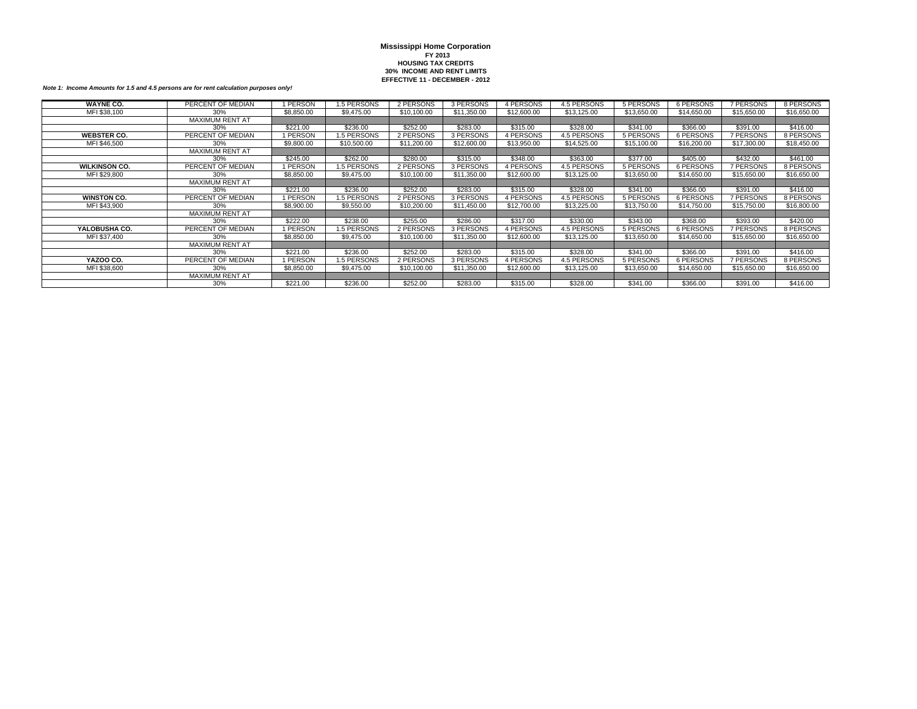**Mississippi Home Corporation**
**FY 2013**
**HOUSING TAX CREDITS**
**30% INCOME AND RENT LIMITS**
**EFFECTIVE 11 - DECEMBER - 2012**

***Note 1: Income Amounts for 1.5 and 4.5 persons are for rent calculation purposes only!***

| | | | | | | | | | | | |
|---|---|---|---|---|---|---|---|---|---|---|---|
| **WAYNE CO.** | PERCENT OF MEDIAN | 1 PERSON | 1.5 PERSONS | 2 PERSONS | 3 PERSONS | 4 PERSONS | 4.5 PERSONS | 5 PERSONS | 6 PERSONS | 7 PERSONS | 8 PERSONS |
| MFI $38,100 | 30% | $8,850.00 | $9,475.00 | $10,100.00 | $11,350.00 | $12,600.00 | $13,125.00 | $13,650.00 | $14,650.00 | $15,650.00 | $16,650.00 |
| | MAXIMUM RENT AT | | | | | | | | | | |
| | 30% | $221.00 | $236.00 | $252.00 | $283.00 | $315.00 | $328.00 | $341.00 | $366.00 | $391.00 | $416.00 |
| **WEBSTER CO.** | PERCENT OF MEDIAN | 1 PERSON | 1.5 PERSONS | 2 PERSONS | 3 PERSONS | 4 PERSONS | 4.5 PERSONS | 5 PERSONS | 6 PERSONS | 7 PERSONS | 8 PERSONS |
| MFI $46,500 | 30% | $9,800.00 | $10,500.00 | $11,200.00 | $12,600.00 | $13,950.00 | $14,525.00 | $15,100.00 | $16,200.00 | $17,300.00 | $18,450.00 |
| | MAXIMUM RENT AT | | | | | | | | | | |
| | 30% | $245.00 | $262.00 | $280.00 | $315.00 | $348.00 | $363.00 | $377.00 | $405.00 | $432.00 | $461.00 |
| **WILKINSON CO.** | PERCENT OF MEDIAN | 1 PERSON | 1.5 PERSONS | 2 PERSONS | 3 PERSONS | 4 PERSONS | 4.5 PERSONS | 5 PERSONS | 6 PERSONS | 7 PERSONS | 8 PERSONS |
| MFI $29,800 | 30% | $8,850.00 | $9,475.00 | $10,100.00 | $11,350.00 | $12,600.00 | $13,125.00 | $13,650.00 | $14,650.00 | $15,650.00 | $16,650.00 |
| | MAXIMUM RENT AT | | | | | | | | | | |
| | 30% | $221.00 | $236.00 | $252.00 | $283.00 | $315.00 | $328.00 | $341.00 | $366.00 | $391.00 | $416.00 |
| **WINSTON CO.** | PERCENT OF MEDIAN | 1 PERSON | 1.5 PERSONS | 2 PERSONS | 3 PERSONS | 4 PERSONS | 4.5 PERSONS | 5 PERSONS | 6 PERSONS | 7 PERSONS | 8 PERSONS |
| MFI $43,900 | 30% | $8,900.00 | $9,550.00 | $10,200.00 | $11,450.00 | $12,700.00 | $13,225.00 | $13,750.00 | $14,750.00 | $15,750.00 | $16,800.00 |
| | MAXIMUM RENT AT | | | | | | | | | | |
| | 30% | $222.00 | $238.00 | $255.00 | $286.00 | $317.00 | $330.00 | $343.00 | $368.00 | $393.00 | $420.00 |
| **YALOBUSHA CO.** | PERCENT OF MEDIAN | 1 PERSON | 1.5 PERSONS | 2 PERSONS | 3 PERSONS | 4 PERSONS | 4.5 PERSONS | 5 PERSONS | 6 PERSONS | 7 PERSONS | 8 PERSONS |
| MFI $37,400 | 30% | $8,850.00 | $9,475.00 | $10,100.00 | $11,350.00 | $12,600.00 | $13,125.00 | $13,650.00 | $14,650.00 | $15,650.00 | $16,650.00 |
| | MAXIMUM RENT AT | | | | | | | | | | |
| | 30% | $221.00 | $236.00 | $252.00 | $283.00 | $315.00 | $328.00 | $341.00 | $366.00 | $391.00 | $416.00 |
| **YAZOO CO.** | PERCENT OF MEDIAN | 1 PERSON | 1.5 PERSONS | 2 PERSONS | 3 PERSONS | 4 PERSONS | 4.5 PERSONS | 5 PERSONS | 6 PERSONS | 7 PERSONS | 8 PERSONS |
| MFI $38,600 | 30% | $8,850.00 | $9,475.00 | $10,100.00 | $11,350.00 | $12,600.00 | $13,125.00 | $13,650.00 | $14,650.00 | $15,650.00 | $16,650.00 |
| | MAXIMUM RENT AT | | | | | | | | | | |
| | 30% | $221.00 | $236.00 | $252.00 | $283.00 | $315.00 | $328.00 | $341.00 | $366.00 | $391.00 | $416.00 |